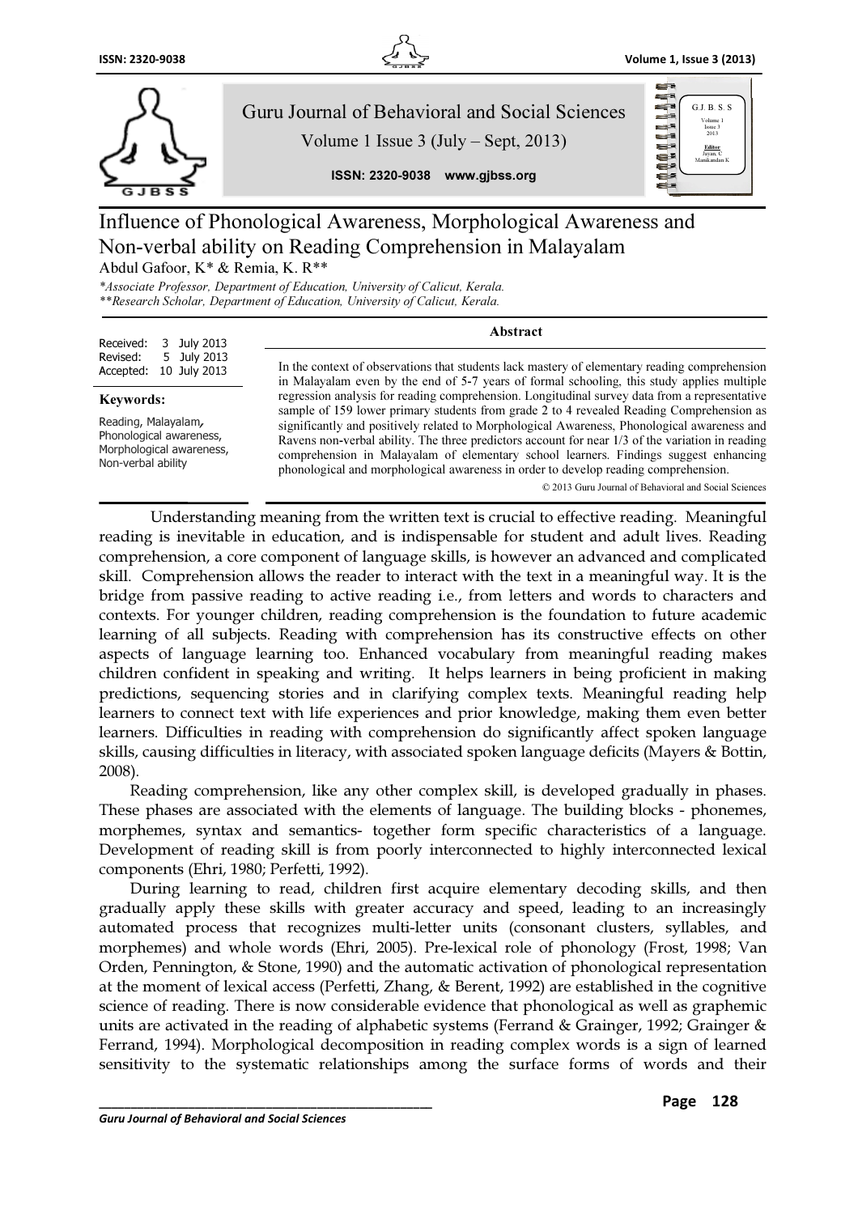# Influence of Phonological Awareness, Morphological Awareness and Non-verbal ability on Reading Comprehension in Malayalam

Abdul Gafoor, K* & Remia, K. R**

*Associate Professor, Department of Education, University of Calicut, Kerala.
**Research Scholar, Department of Education, University of Calicut, Kerala.

Received: 3 July 2013
Revised: 5 July 2013
Accepted: 10 July 2013

**Keywords:**

Reading, Malayalam, Phonological awareness, Morphological awareness, Non-verbal ability

**Abstract**

In the context of observations that students lack mastery of elementary reading comprehension in Malayalam even by the end of 5-7 years of formal schooling, this study applies multiple regression analysis for reading comprehension. Longitudinal survey data from a representative sample of 159 lower primary students from grade 2 to 4 revealed Reading Comprehension as significantly and positively related to Morphological Awareness, Phonological awareness and Ravens non-verbal ability. The three predictors account for near 1/3 of the variation in reading comprehension in Malayalam of elementary school learners. Findings suggest enhancing phonological and morphological awareness in order to develop reading comprehension.

© 2013 Guru Journal of Behavioral and Social Sciences

Understanding meaning from the written text is crucial to effective reading. Meaningful reading is inevitable in education, and is indispensable for student and adult lives. Reading comprehension, a core component of language skills, is however an advanced and complicated skill. Comprehension allows the reader to interact with the text in a meaningful way. It is the bridge from passive reading to active reading i.e., from letters and words to characters and contexts. For younger children, reading comprehension is the foundation to future academic learning of all subjects. Reading with comprehension has its constructive effects on other aspects of language learning too. Enhanced vocabulary from meaningful reading makes children confident in speaking and writing. It helps learners in being proficient in making predictions, sequencing stories and in clarifying complex texts. Meaningful reading help learners to connect text with life experiences and prior knowledge, making them even better learners. Difficulties in reading with comprehension do significantly affect spoken language skills, causing difficulties in literacy, with associated spoken language deficits (Mayers & Bottin, 2008).

Reading comprehension, like any other complex skill, is developed gradually in phases. These phases are associated with the elements of language. The building blocks - phonemes, morphemes, syntax and semantics- together form specific characteristics of a language. Development of reading skill is from poorly interconnected to highly interconnected lexical components (Ehri, 1980; Perfetti, 1992).

During learning to read, children first acquire elementary decoding skills, and then gradually apply these skills with greater accuracy and speed, leading to an increasingly automated process that recognizes multi-letter units (consonant clusters, syllables, and morphemes) and whole words (Ehri, 2005). Pre-lexical role of phonology (Frost, 1998; Van Orden, Pennington, & Stone, 1990) and the automatic activation of phonological representation at the moment of lexical access (Perfetti, Zhang, & Berent, 1992) are established in the cognitive science of reading. There is now considerable evidence that phonological as well as graphemic units are activated in the reading of alphabetic systems (Ferrand & Grainger, 1992; Grainger & Ferrand, 1994). Morphological decomposition in reading complex words is a sign of learned sensitivity to the systematic relationships among the surface forms of words and their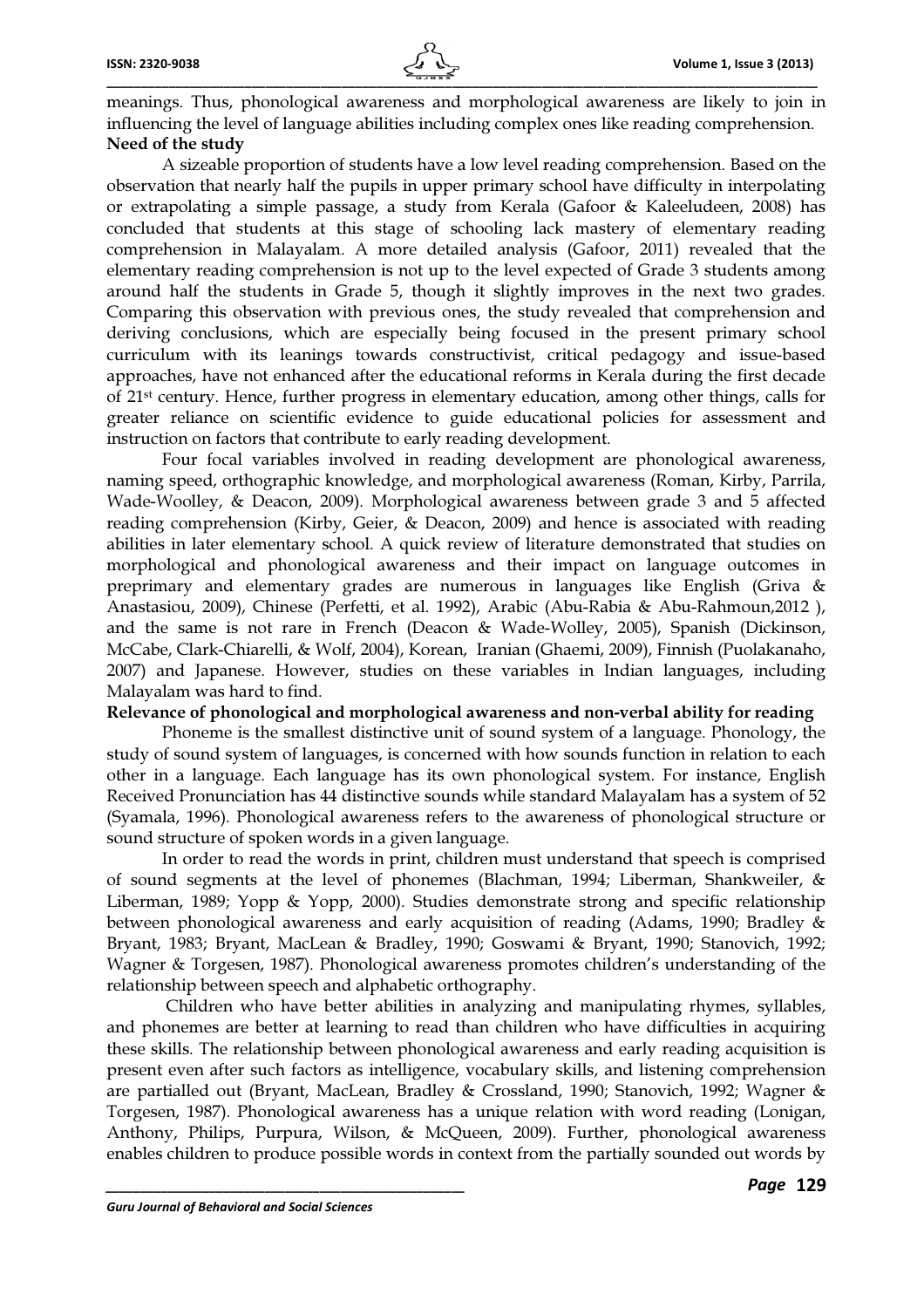meanings. Thus, phonological awareness and morphological awareness are likely to join in influencing the level of language abilities including complex ones like reading comprehension.

**Need of the study**

A sizeable proportion of students have a low level reading comprehension. Based on the observation that nearly half the pupils in upper primary school have difficulty in interpolating or extrapolating a simple passage, a study from Kerala (Gafoor & Kaleeludeen, 2008) has concluded that students at this stage of schooling lack mastery of elementary reading comprehension in Malayalam. A more detailed analysis (Gafoor, 2011) revealed that the elementary reading comprehension is not up to the level expected of Grade 3 students among around half the students in Grade 5, though it slightly improves in the next two grades. Comparing this observation with previous ones, the study revealed that comprehension and deriving conclusions, which are especially being focused in the present primary school curriculum with its leanings towards constructivist, critical pedagogy and issue-based approaches, have not enhanced after the educational reforms in Kerala during the first decade of 21st century. Hence, further progress in elementary education, among other things, calls for greater reliance on scientific evidence to guide educational policies for assessment and instruction on factors that contribute to early reading development.

Four focal variables involved in reading development are phonological awareness, naming speed, orthographic knowledge, and morphological awareness (Roman, Kirby, Parrila, Wade-Woolley, & Deacon, 2009). Morphological awareness between grade 3 and 5 affected reading comprehension (Kirby, Geier, & Deacon, 2009) and hence is associated with reading abilities in later elementary school. A quick review of literature demonstrated that studies on morphological and phonological awareness and their impact on language outcomes in preprimary and elementary grades are numerous in languages like English (Griva & Anastasiou, 2009), Chinese (Perfetti, et al. 1992), Arabic (Abu-Rabia & Abu-Rahmoun,2012 ), and the same is not rare in French (Deacon & Wade-Wolley, 2005), Spanish (Dickinson, McCabe, Clark-Chiarelli, & Wolf, 2004), Korean, Iranian (Ghaemi, 2009), Finnish (Puolakanaho, 2007) and Japanese. However, studies on these variables in Indian languages, including Malayalam was hard to find.

**Relevance of phonological and morphological awareness and non-verbal ability for reading**

Phoneme is the smallest distinctive unit of sound system of a language. Phonology, the study of sound system of languages, is concerned with how sounds function in relation to each other in a language. Each language has its own phonological system. For instance, English Received Pronunciation has 44 distinctive sounds while standard Malayalam has a system of 52 (Syamala, 1996). Phonological awareness refers to the awareness of phonological structure or sound structure of spoken words in a given language.

In order to read the words in print, children must understand that speech is comprised of sound segments at the level of phonemes (Blachman, 1994; Liberman, Shankweiler, & Liberman, 1989; Yopp & Yopp, 2000). Studies demonstrate strong and specific relationship between phonological awareness and early acquisition of reading (Adams, 1990; Bradley & Bryant, 1983; Bryant, MacLean & Bradley, 1990; Goswami & Bryant, 1990; Stanovich, 1992; Wagner & Torgesen, 1987). Phonological awareness promotes children's understanding of the relationship between speech and alphabetic orthography.

Children who have better abilities in analyzing and manipulating rhymes, syllables, and phonemes are better at learning to read than children who have difficulties in acquiring these skills. The relationship between phonological awareness and early reading acquisition is present even after such factors as intelligence, vocabulary skills, and listening comprehension are partialled out (Bryant, MacLean, Bradley & Crossland, 1990; Stanovich, 1992; Wagner & Torgesen, 1987). Phonological awareness has a unique relation with word reading (Lonigan, Anthony, Philips, Purpura, Wilson, & McQueen, 2009). Further, phonological awareness enables children to produce possible words in context from the partially sounded out words by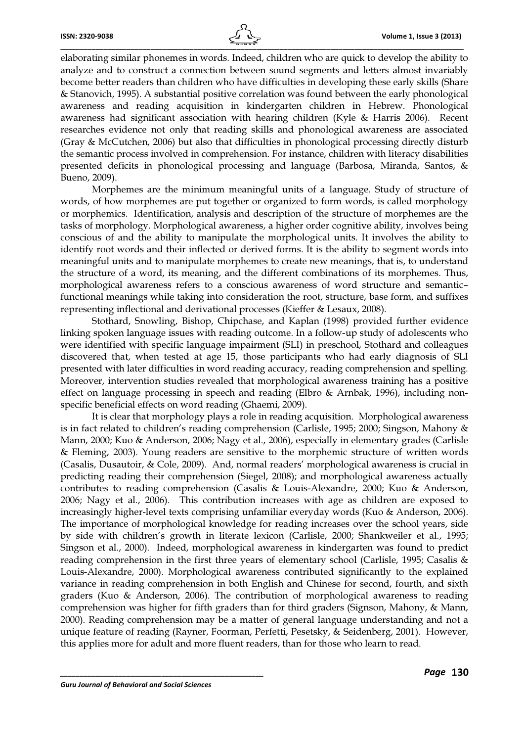elaborating similar phonemes in words. Indeed, children who are quick to develop the ability to analyze and to construct a connection between sound segments and letters almost invariably become better readers than children who have difficulties in developing these early skills (Share & Stanovich, 1995). A substantial positive correlation was found between the early phonological awareness and reading acquisition in kindergarten children in Hebrew. Phonological awareness had significant association with hearing children (Kyle & Harris 2006). Recent researches evidence not only that reading skills and phonological awareness are associated (Gray & McCutchen, 2006) but also that difficulties in phonological processing directly disturb the semantic process involved in comprehension. For instance, children with literacy disabilities presented deficits in phonological processing and language (Barbosa, Miranda, Santos, & Bueno, 2009).

Morphemes are the minimum meaningful units of a language. Study of structure of words, of how morphemes are put together or organized to form words, is called morphology or morphemics. Identification, analysis and description of the structure of morphemes are the tasks of morphology. Morphological awareness, a higher order cognitive ability, involves being conscious of and the ability to manipulate the morphological units. It involves the ability to identify root words and their inflected or derived forms. It is the ability to segment words into meaningful units and to manipulate morphemes to create new meanings, that is, to understand the structure of a word, its meaning, and the different combinations of its morphemes. Thus, morphological awareness refers to a conscious awareness of word structure and semantic–functional meanings while taking into consideration the root, structure, base form, and suffixes representing inflectional and derivational processes (Kieffer & Lesaux, 2008).

Stothard, Snowling, Bishop, Chipchase, and Kaplan (1998) provided further evidence linking spoken language issues with reading outcome. In a follow-up study of adolescents who were identified with specific language impairment (SLI) in preschool, Stothard and colleagues discovered that, when tested at age 15, those participants who had early diagnosis of SLI presented with later difficulties in word reading accuracy, reading comprehension and spelling. Moreover, intervention studies revealed that morphological awareness training has a positive effect on language processing in speech and reading (Elbro & Arnbak, 1996), including non-specific beneficial effects on word reading (Ghaemi, 2009).

It is clear that morphology plays a role in reading acquisition. Morphological awareness is in fact related to children's reading comprehension (Carlisle, 1995; 2000; Singson, Mahony & Mann, 2000; Kuo & Anderson, 2006; Nagy et al., 2006), especially in elementary grades (Carlisle & Fleming, 2003). Young readers are sensitive to the morphemic structure of written words (Casalis, Dusautoir, & Cole, 2009). And, normal readers' morphological awareness is crucial in predicting reading their comprehension (Siegel, 2008); and morphological awareness actually contributes to reading comprehension (Casalis & Louis-Alexandre, 2000; Kuo & Anderson, 2006; Nagy et al., 2006). This contribution increases with age as children are exposed to increasingly higher-level texts comprising unfamiliar everyday words (Kuo & Anderson, 2006). The importance of morphological knowledge for reading increases over the school years, side by side with children's growth in literate lexicon (Carlisle, 2000; Shankweiler et al., 1995; Singson et al., 2000). Indeed, morphological awareness in kindergarten was found to predict reading comprehension in the first three years of elementary school (Carlisle, 1995; Casalis & Louis-Alexandre, 2000). Morphological awareness contributed significantly to the explained variance in reading comprehension in both English and Chinese for second, fourth, and sixth graders (Kuo & Anderson, 2006). The contribution of morphological awareness to reading comprehension was higher for fifth graders than for third graders (Signson, Mahony, & Mann, 2000). Reading comprehension may be a matter of general language understanding and not a unique feature of reading (Rayner, Foorman, Perfetti, Pesetsky, & Seidenberg, 2001). However, this applies more for adult and more fluent readers, than for those who learn to read.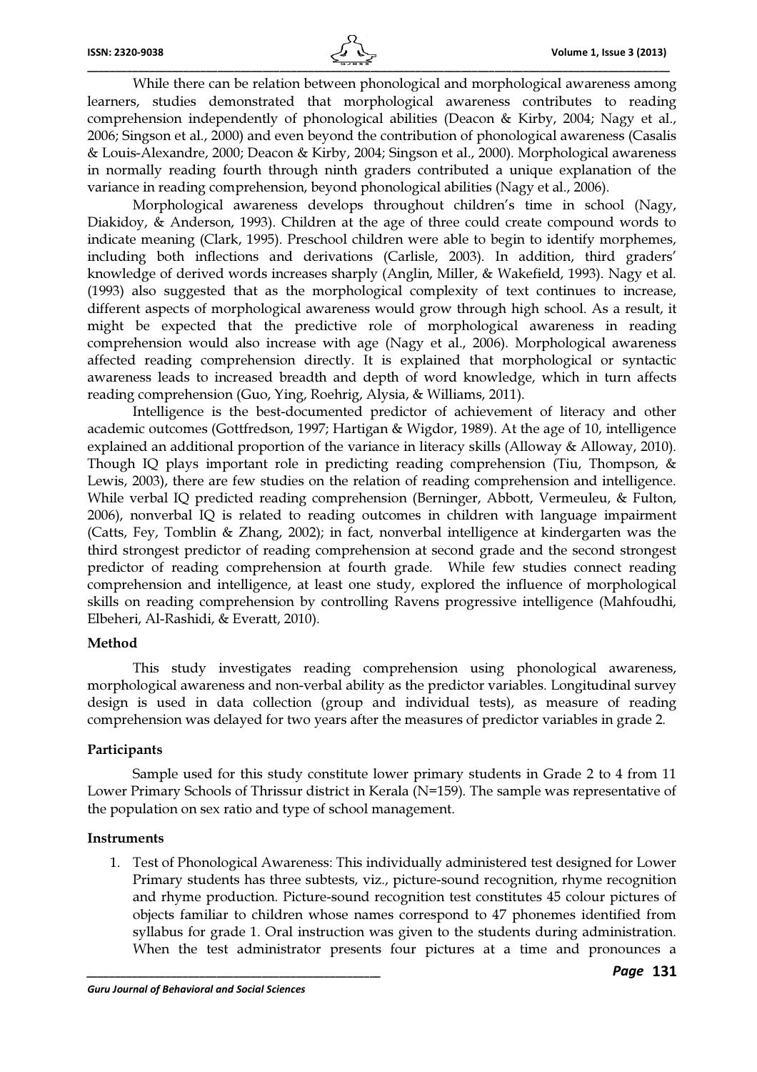While there can be relation between phonological and morphological awareness among learners, studies demonstrated that morphological awareness contributes to reading comprehension independently of phonological abilities (Deacon & Kirby, 2004; Nagy et al., 2006; Singson et al., 2000) and even beyond the contribution of phonological awareness (Casalis & Louis-Alexandre, 2000; Deacon & Kirby, 2004; Singson et al., 2000). Morphological awareness in normally reading fourth through ninth graders contributed a unique explanation of the variance in reading comprehension, beyond phonological abilities (Nagy et al., 2006).

Morphological awareness develops throughout children's time in school (Nagy, Diakidoy, & Anderson, 1993). Children at the age of three could create compound words to indicate meaning (Clark, 1995). Preschool children were able to begin to identify morphemes, including both inflections and derivations (Carlisle, 2003). In addition, third graders' knowledge of derived words increases sharply (Anglin, Miller, & Wakefield, 1993). Nagy et al. (1993) also suggested that as the morphological complexity of text continues to increase, different aspects of morphological awareness would grow through high school. As a result, it might be expected that the predictive role of morphological awareness in reading comprehension would also increase with age (Nagy et al., 2006). Morphological awareness affected reading comprehension directly. It is explained that morphological or syntactic awareness leads to increased breadth and depth of word knowledge, which in turn affects reading comprehension (Guo, Ying, Roehrig, Alysia, & Williams, 2011).

Intelligence is the best-documented predictor of achievement of literacy and other academic outcomes (Gottfredson, 1997; Hartigan & Wigdor, 1989). At the age of 10, intelligence explained an additional proportion of the variance in literacy skills (Alloway & Alloway, 2010). Though IQ plays important role in predicting reading comprehension (Tiu, Thompson, & Lewis, 2003), there are few studies on the relation of reading comprehension and intelligence. While verbal IQ predicted reading comprehension (Berninger, Abbott, Vermeuleu, & Fulton, 2006), nonverbal IQ is related to reading outcomes in children with language impairment (Catts, Fey, Tomblin & Zhang, 2002); in fact, nonverbal intelligence at kindergarten was the third strongest predictor of reading comprehension at second grade and the second strongest predictor of reading comprehension at fourth grade. While few studies connect reading comprehension and intelligence, at least one study, explored the influence of morphological skills on reading comprehension by controlling Ravens progressive intelligence (Mahfoudhi, Elbeheri, Al-Rashidi, & Everatt, 2010).

## Method

This study investigates reading comprehension using phonological awareness, morphological awareness and non-verbal ability as the predictor variables. Longitudinal survey design is used in data collection (group and individual tests), as measure of reading comprehension was delayed for two years after the measures of predictor variables in grade 2.

### Participants

Sample used for this study constitute lower primary students in Grade 2 to 4 from 11 Lower Primary Schools of Thrissur district in Kerala (N=159). The sample was representative of the population on sex ratio and type of school management.

### Instruments

1. Test of Phonological Awareness: This individually administered test designed for Lower Primary students has three subtests, viz., picture-sound recognition, rhyme recognition and rhyme production. Picture-sound recognition test constitutes 45 colour pictures of objects familiar to children whose names correspond to 47 phonemes identified from syllabus for grade 1. Oral instruction was given to the students during administration. When the test administrator presents four pictures at a time and pronounces a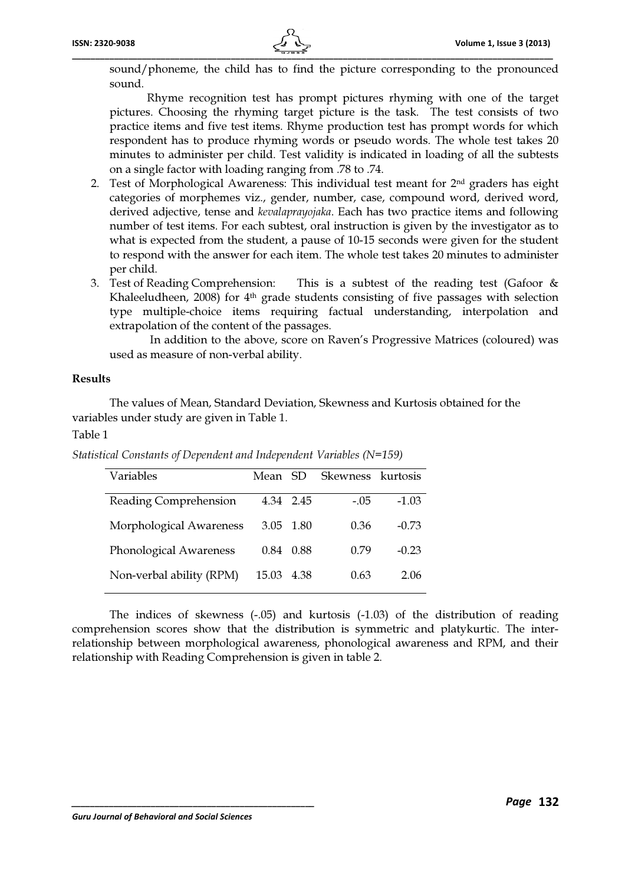sound/phoneme, the child has to find the picture corresponding to the pronounced sound.

Rhyme recognition test has prompt pictures rhyming with one of the target pictures. Choosing the rhyming target picture is the task. The test consists of two practice items and five test items. Rhyme production test has prompt words for which respondent has to produce rhyming words or pseudo words. The whole test takes 20 minutes to administer per child. Test validity is indicated in loading of all the subtests on a single factor with loading ranging from .78 to .74.

2. Test of Morphological Awareness: This individual test meant for 2nd graders has eight categories of morphemes viz., gender, number, case, compound word, derived word, derived adjective, tense and *kevalaprayojaka*. Each has two practice items and following number of test items. For each subtest, oral instruction is given by the investigator as to what is expected from the student, a pause of 10-15 seconds were given for the student to respond with the answer for each item. The whole test takes 20 minutes to administer per child.
3. Test of Reading Comprehension: This is a subtest of the reading test (Gafoor & Khaleeludheen, 2008) for 4th grade students consisting of five passages with selection type multiple-choice items requiring factual understanding, interpolation and extrapolation of the content of the passages.

In addition to the above, score on Raven's Progressive Matrices (coloured) was used as measure of non-verbal ability.

**Results**

The values of Mean, Standard Deviation, Skewness and Kurtosis obtained for the variables under study are given in Table 1.

Table 1

*Statistical Constants of Dependent and Independent Variables (N=159)*

| Variables | Mean | SD | Skewness | kurtosis |
|---|---|---|---|---|
| Reading Comprehension | 4.34 | 2.45 | -.05 | -1.03 |
| Morphological Awareness | 3.05 | 1.80 | 0.36 | -0.73 |
| Phonological Awareness | 0.84 | 0.88 | 0.79 | -0.23 |
| Non-verbal ability (RPM) | 15.03 | 4.38 | 0.63 | 2.06 |

The indices of skewness (-.05) and kurtosis (-1.03) of the distribution of reading comprehension scores show that the distribution is symmetric and platykurtic. The inter-relationship between morphological awareness, phonological awareness and RPM, and their relationship with Reading Comprehension is given in table 2.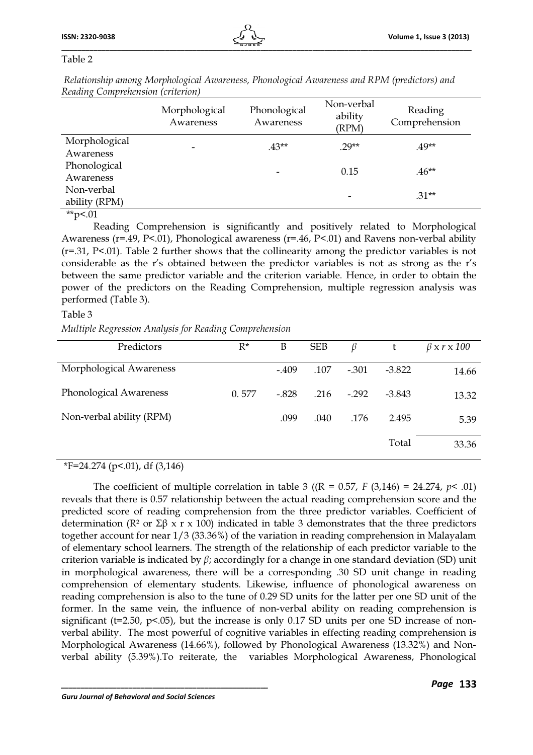Table 2

*Relationship among Morphological Awareness, Phonological Awareness and RPM (predictors) and Reading Comprehension (criterion)*

| | Morphological Awareness | Phonological Awareness | Non-verbal ability (RPM) | Reading Comprehension |
|---|---|---|---|---|
| Morphological Awareness | - | .43** | .29** | .49** |
| Phonological Awareness | | - | 0.15 | .46** |
| Non-verbal ability (RPM) | | | - | .31** |

**p<.01

Reading Comprehension is significantly and positively related to Morphological Awareness (r=.49, P<.01), Phonological awareness (r=.46, P<.01) and Ravens non-verbal ability (r=.31, P<.01). Table 2 further shows that the collinearity among the predictor variables is not considerable as the r's obtained between the predictor variables is not as strong as the r's between the same predictor variable and the criterion variable. Hence, in order to obtain the power of the predictors on the Reading Comprehension, multiple regression analysis was performed (Table 3).

Table 3

*Multiple Regression Analysis for Reading Comprehension*

| Predictors | R* | B | SEB | $\beta$ | t | $\beta$ x *r* x *100* |
|---|---|---|---|---|---|---|
| Morphological Awareness | | -.409 | .107 | -.301 | -3.822 | 14.66 |
| Phonological Awareness | 0. 577 | -.828 | .216 | -.292 | -3.843 | 13.32 |
| Non-verbal ability (RPM) | | .099 | .040 | .176 | 2.495 | 5.39 |
| | | | | | Total | 33.36 |

*F=24.274 (p<.01), df (3,146)

The coefficient of multiple correlation in table 3 ((R = 0.57, *F* (3,146) = 24.274, *p*< .01) reveals that there is 0.57 relationship between the actual reading comprehension score and the predicted score of reading comprehension from the three predictor variables. Coefficient of determination ($R^2$ or $\Sigma\beta$ x r x 100) indicated in table 3 demonstrates that the three predictors together account for near 1/3 (33.36%) of the variation in reading comprehension in Malayalam of elementary school learners. The strength of the relationship of each predictor variable to the criterion variable is indicated by $\beta$; accordingly for a change in one standard deviation (SD) unit in morphological awareness, there will be a corresponding .30 SD unit change in reading comprehension of elementary students. Likewise, influence of phonological awareness on reading comprehension is also to the tune of 0.29 SD units for the latter per one SD unit of the former. In the same vein, the influence of non-verbal ability on reading comprehension is significant (t=2.50, p<.05), but the increase is only 0.17 SD units per one SD increase of non-verbal ability. The most powerful of cognitive variables in effecting reading comprehension is Morphological Awareness (14.66%), followed by Phonological Awareness (13.32%) and Non-verbal ability (5.39%).To reiterate, the variables Morphological Awareness, Phonological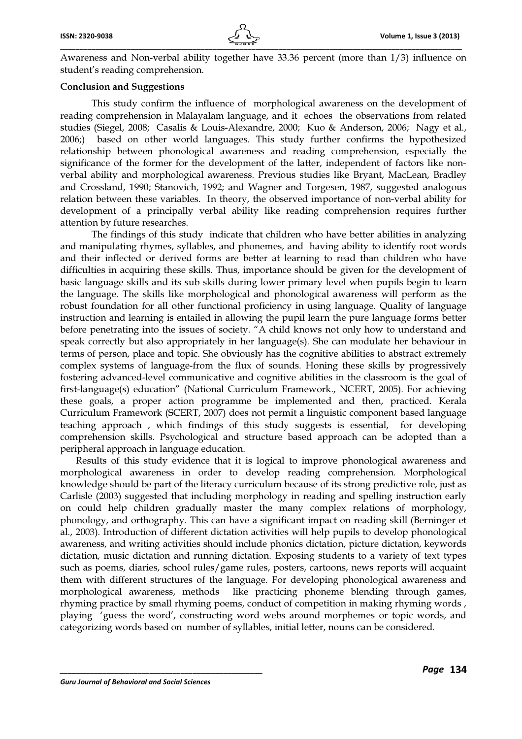Awareness and Non-verbal ability together have 33.36 percent (more than 1/3) influence on student's reading comprehension.

**Conclusion and Suggestions**

This study confirm the influence of morphological awareness on the development of reading comprehension in Malayalam language, and it echoes the observations from related studies (Siegel, 2008; Casalis & Louis-Alexandre, 2000; Kuo & Anderson, 2006; Nagy et al., 2006;) based on other world languages. This study further confirms the hypothesized relationship between phonological awareness and reading comprehension, especially the significance of the former for the development of the latter, independent of factors like non-verbal ability and morphological awareness. Previous studies like Bryant, MacLean, Bradley and Crossland, 1990; Stanovich, 1992; and Wagner and Torgesen, 1987, suggested analogous relation between these variables. In theory, the observed importance of non-verbal ability for development of a principally verbal ability like reading comprehension requires further attention by future researches.

The findings of this study indicate that children who have better abilities in analyzing and manipulating rhymes, syllables, and phonemes, and having ability to identify root words and their inflected or derived forms are better at learning to read than children who have difficulties in acquiring these skills. Thus, importance should be given for the development of basic language skills and its sub skills during lower primary level when pupils begin to learn the language. The skills like morphological and phonological awareness will perform as the robust foundation for all other functional proficiency in using language. Quality of language instruction and learning is entailed in allowing the pupil learn the pure language forms better before penetrating into the issues of society. "A child knows not only how to understand and speak correctly but also appropriately in her language(s). She can modulate her behaviour in terms of person, place and topic. She obviously has the cognitive abilities to abstract extremely complex systems of language-from the flux of sounds. Honing these skills by progressively fostering advanced-level communicative and cognitive abilities in the classroom is the goal of first-language(s) education" (National Curriculum Framework., NCERT, 2005). For achieving these goals, a proper action programme be implemented and then, practiced. Kerala Curriculum Framework (SCERT, 2007) does not permit a linguistic component based language teaching approach , which findings of this study suggests is essential, for developing comprehension skills. Psychological and structure based approach can be adopted than a peripheral approach in language education.

Results of this study evidence that it is logical to improve phonological awareness and morphological awareness in order to develop reading comprehension. Morphological knowledge should be part of the literacy curriculum because of its strong predictive role, just as Carlisle (2003) suggested that including morphology in reading and spelling instruction early on could help children gradually master the many complex relations of morphology, phonology, and orthography. This can have a significant impact on reading skill (Berninger et al., 2003). Introduction of different dictation activities will help pupils to develop phonological awareness, and writing activities should include phonics dictation, picture dictation, keywords dictation, music dictation and running dictation. Exposing students to a variety of text types such as poems, diaries, school rules/game rules, posters, cartoons, news reports will acquaint them with different structures of the language. For developing phonological awareness and morphological awareness, methods like practicing phoneme blending through games, rhyming practice by small rhyming poems, conduct of competition in making rhyming words , playing 'guess the word', constructing word webs around morphemes or topic words, and categorizing words based on number of syllables, initial letter, nouns can be considered.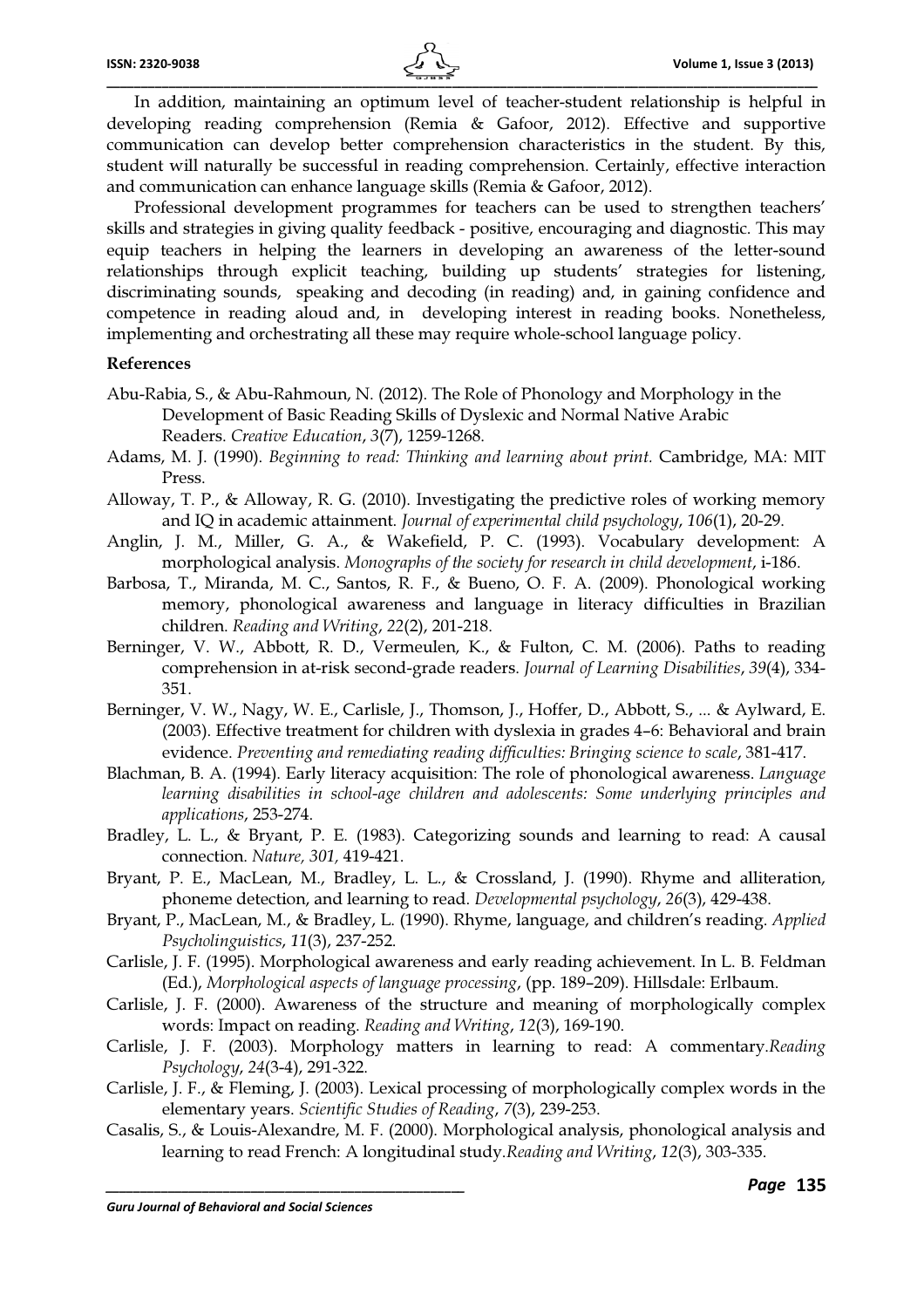In addition, maintaining an optimum level of teacher-student relationship is helpful in developing reading comprehension (Remia & Gafoor, 2012). Effective and supportive communication can develop better comprehension characteristics in the student. By this, student will naturally be successful in reading comprehension. Certainly, effective interaction and communication can enhance language skills (Remia & Gafoor, 2012).

Professional development programmes for teachers can be used to strengthen teachers' skills and strategies in giving quality feedback - positive, encouraging and diagnostic. This may equip teachers in helping the learners in developing an awareness of the letter-sound relationships through explicit teaching, building up students' strategies for listening, discriminating sounds, speaking and decoding (in reading) and, in gaining confidence and competence in reading aloud and, in developing interest in reading books. Nonetheless, implementing and orchestrating all these may require whole-school language policy.

**References**

Abu-Rabia, S., & Abu-Rahmoun, N. (2012). The Role of Phonology and Morphology in the Development of Basic Reading Skills of Dyslexic and Normal Native Arabic Readers. *Creative Education*, *3*(7), 1259-1268.

Adams, M. J. (1990). *Beginning to read: Thinking and learning about print*. Cambridge, MA: MIT Press.

Alloway, T. P., & Alloway, R. G. (2010). Investigating the predictive roles of working memory and IQ in academic attainment. *Journal of experimental child psychology*, *106*(1), 20-29.

Anglin, J. M., Miller, G. A., & Wakefield, P. C. (1993). Vocabulary development: A morphological analysis. *Monographs of the society for research in child development*, i-186.

Barbosa, T., Miranda, M. C., Santos, R. F., & Bueno, O. F. A. (2009). Phonological working memory, phonological awareness and language in literacy difficulties in Brazilian children. *Reading and Writing*, *22*(2), 201-218.

Berninger, V. W., Abbott, R. D., Vermeulen, K., & Fulton, C. M. (2006). Paths to reading comprehension in at-risk second-grade readers. *Journal of Learning Disabilities*, *39*(4), 334-351.

Berninger, V. W., Nagy, W. E., Carlisle, J., Thomson, J., Hoffer, D., Abbott, S., ... & Aylward, E. (2003). Effective treatment for children with dyslexia in grades 4–6: Behavioral and brain evidence. *Preventing and remediating reading difficulties: Bringing science to scale*, 381-417.

Blachman, B. A. (1994). Early literacy acquisition: The role of phonological awareness. *Language learning disabilities in school-age children and adolescents: Some underlying principles and applications*, 253-274.

Bradley, L. L., & Bryant, P. E. (1983). Categorizing sounds and learning to read: A causal connection. *Nature, 301,* 419-421.

Bryant, P. E., MacLean, M., Bradley, L. L., & Crossland, J. (1990). Rhyme and alliteration, phoneme detection, and learning to read. *Developmental psychology*, *26*(3), 429-438.

Bryant, P., MacLean, M., & Bradley, L. (1990). Rhyme, language, and children's reading. *Applied Psycholinguistics*, *11*(3), 237-252.

Carlisle, J. F. (1995). Morphological awareness and early reading achievement. In L. B. Feldman (Ed.), *Morphological aspects of language processing*, (pp. 189–209). Hillsdale: Erlbaum.

Carlisle, J. F. (2000). Awareness of the structure and meaning of morphologically complex words: Impact on reading. *Reading and Writing*, *12*(3), 169-190.

Carlisle, J. F. (2003). Morphology matters in learning to read: A commentary.*Reading Psychology*, *24*(3-4), 291-322.

Carlisle, J. F., & Fleming, J. (2003). Lexical processing of morphologically complex words in the elementary years. *Scientific Studies of Reading*, *7*(3), 239-253.

Casalis, S., & Louis-Alexandre, M. F. (2000). Morphological analysis, phonological analysis and learning to read French: A longitudinal study.*Reading and Writing*, *12*(3), 303-335.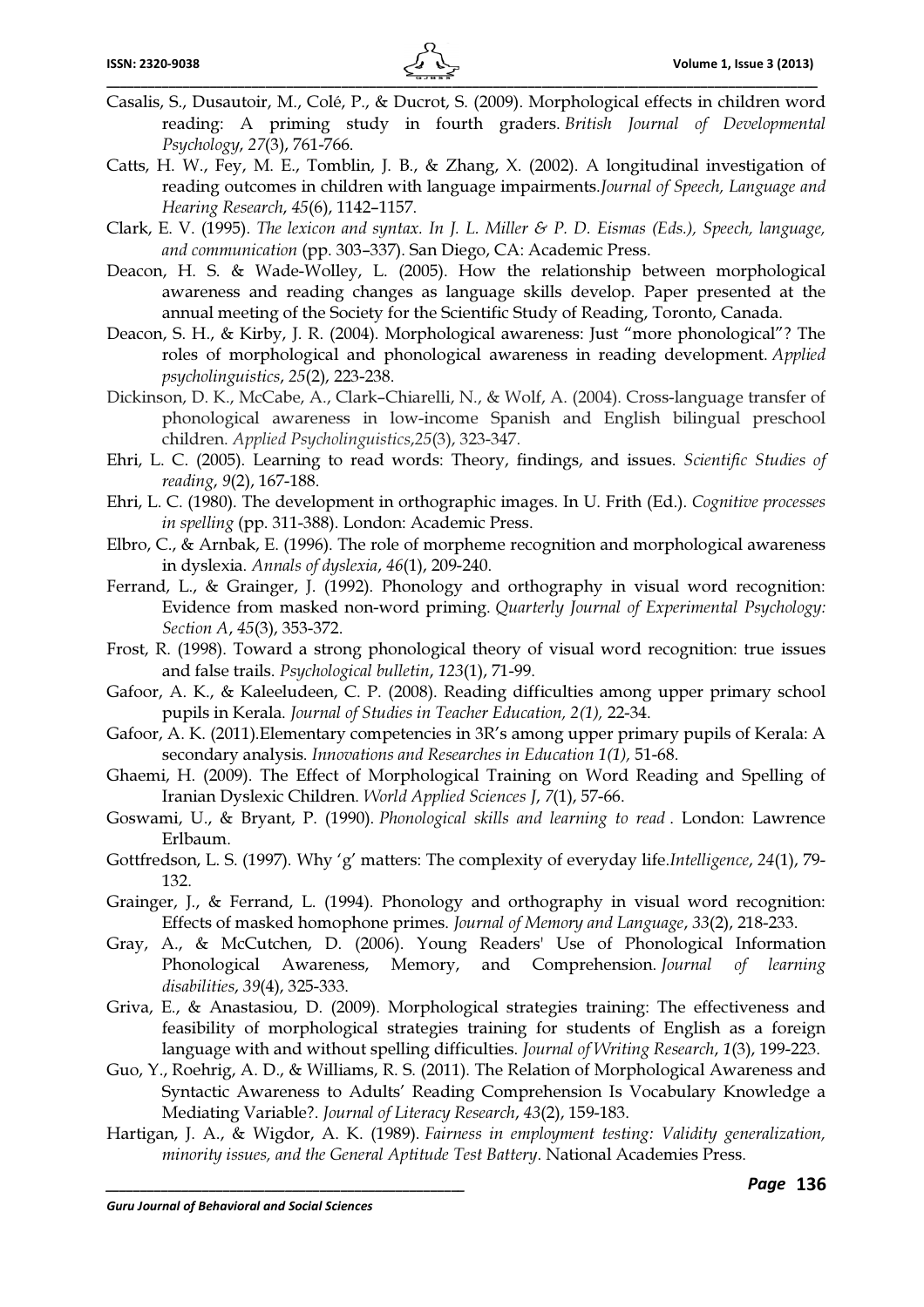Casalis, S., Dusautoir, M., Colé, P., & Ducrot, S. (2009). Morphological effects in children word reading: A priming study in fourth graders. *British Journal of Developmental Psychology*, *27*(3), 761-766.

Catts, H. W., Fey, M. E., Tomblin, J. B., & Zhang, X. (2002). A longitudinal investigation of reading outcomes in children with language impairments.*Journal of Speech, Language and Hearing Research*, *45*(6), 1142–1157.

Clark, E. V. (1995). *The lexicon and syntax. In J. L. Miller & P. D. Eismas (Eds.), Speech, language, and communication* (pp. 303–337). San Diego, CA: Academic Press.

Deacon, H. S. & Wade-Wolley, L. (2005). How the relationship between morphological awareness and reading changes as language skills develop. Paper presented at the annual meeting of the Society for the Scientific Study of Reading, Toronto, Canada.

Deacon, S. H., & Kirby, J. R. (2004). Morphological awareness: Just "more phonological"? The roles of morphological and phonological awareness in reading development. *Applied psycholinguistics*, *25*(2), 223-238.

Dickinson, D. K., McCabe, A., Clark–Chiarelli, N., & Wolf, A. (2004). Cross-language transfer of phonological awareness in low-income Spanish and English bilingual preschool children. *Applied Psycholinguistics*,*25*(3), 323-347.

Ehri, L. C. (2005). Learning to read words: Theory, findings, and issues. *Scientific Studies of reading*, *9*(2), 167-188.

Ehri, L. C. (1980). The development in orthographic images. In U. Frith (Ed.). *Cognitive processes in spelling* (pp. 311-388). London: Academic Press.

Elbro, C., & Arnbak, E. (1996). The role of morpheme recognition and morphological awareness in dyslexia. *Annals of dyslexia*, *46*(1), 209-240.

Ferrand, L., & Grainger, J. (1992). Phonology and orthography in visual word recognition: Evidence from masked non-word priming. *Quarterly Journal of Experimental Psychology: Section A*, *45*(3), 353-372.

Frost, R. (1998). Toward a strong phonological theory of visual word recognition: true issues and false trails. *Psychological bulletin*, *123*(1), 71-99.

Gafoor, A. K., & Kaleeludeen, C. P. (2008). Reading difficulties among upper primary school pupils in Kerala. *Journal of Studies in Teacher Education, 2(1),* 22-34.

Gafoor, A. K. (2011).Elementary competencies in 3R's among upper primary pupils of Kerala: A secondary analysis. *Innovations and Researches in Education 1(1),* 51-68.

Ghaemi, H. (2009). The Effect of Morphological Training on Word Reading and Spelling of Iranian Dyslexic Children. *World Applied Sciences J*, *7*(1), 57-66.

Goswami, U., & Bryant, P. (1990). *Phonological skills and learning to read* . London: Lawrence Erlbaum.

Gottfredson, L. S. (1997). Why 'g' matters: The complexity of everyday life.*Intelligence*, *24*(1), 79-132.

Grainger, J., & Ferrand, L. (1994). Phonology and orthography in visual word recognition: Effects of masked homophone primes. *Journal of Memory and Language*, *33*(2), 218-233.

Gray, A., & McCutchen, D. (2006). Young Readers' Use of Phonological Information Phonological Awareness, Memory, and Comprehension. *Journal of learning disabilities*, *39*(4), 325-333.

Griva, E., & Anastasiou, D. (2009). Morphological strategies training: The effectiveness and feasibility of morphological strategies training for students of English as a foreign language with and without spelling difficulties. *Journal of Writing Research*, *1*(3), 199-223.

Guo, Y., Roehrig, A. D., & Williams, R. S. (2011). The Relation of Morphological Awareness and Syntactic Awareness to Adults' Reading Comprehension Is Vocabulary Knowledge a Mediating Variable?. *Journal of Literacy Research*, *43*(2), 159-183.

Hartigan, J. A., & Wigdor, A. K. (1989). *Fairness in employment testing: Validity generalization, minority issues, and the General Aptitude Test Battery*. National Academies Press.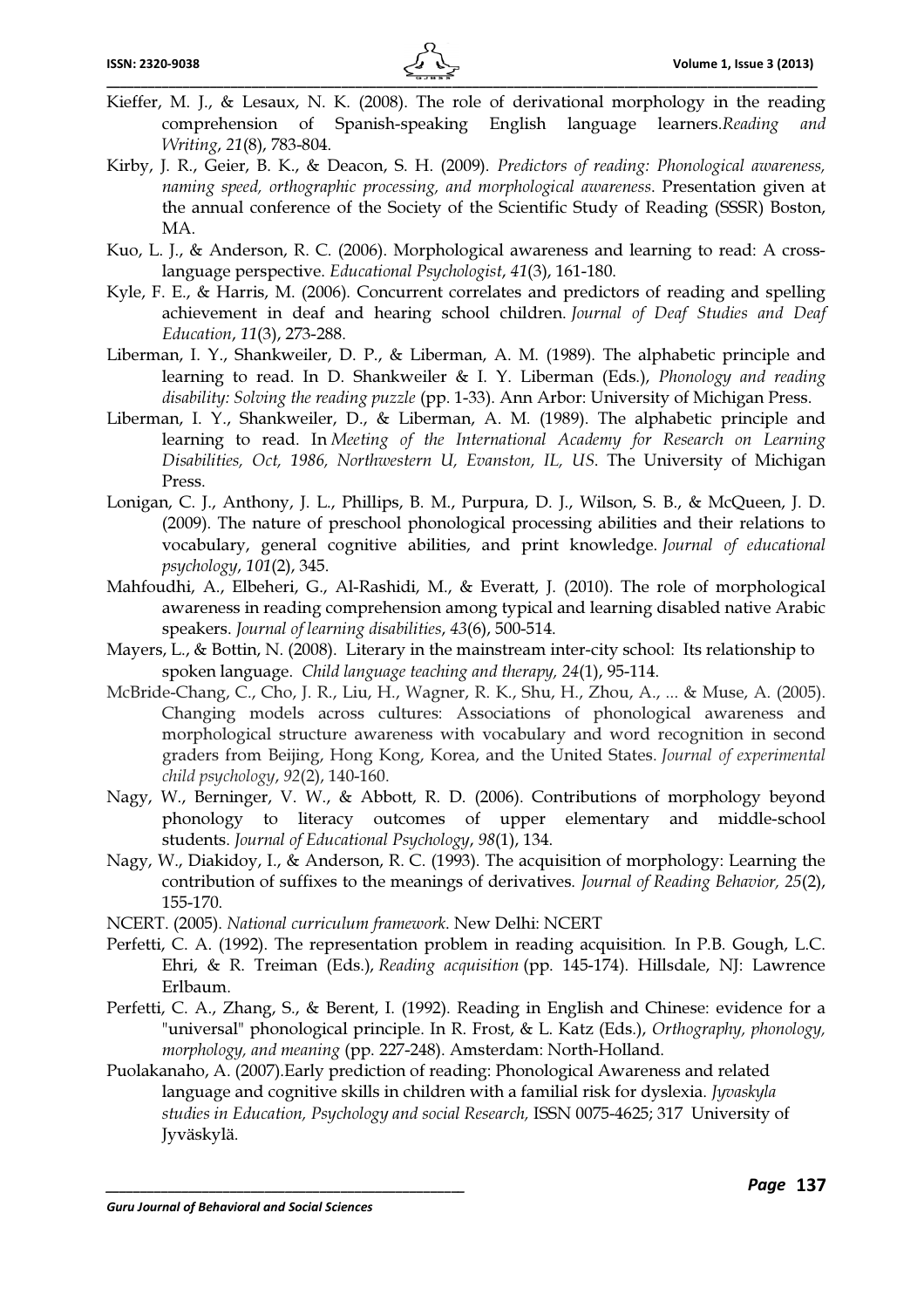Kieffer, M. J., & Lesaux, N. K. (2008). The role of derivational morphology in the reading comprehension of Spanish-speaking English language learners.*Reading and Writing*, *21*(8), 783-804.

Kirby, J. R., Geier, B. K., & Deacon, S. H. (2009). *Predictors of reading: Phonological awareness, naming speed, orthographic processing, and morphological awareness*. Presentation given at the annual conference of the Society of the Scientific Study of Reading (SSSR) Boston, MA.

Kuo, L. J., & Anderson, R. C. (2006). Morphological awareness and learning to read: A cross-language perspective. *Educational Psychologist*, *41*(3), 161-180.

Kyle, F. E., & Harris, M. (2006). Concurrent correlates and predictors of reading and spelling achievement in deaf and hearing school children. *Journal of Deaf Studies and Deaf Education*, *11*(3), 273-288.

Liberman, I. Y., Shankweiler, D. P., & Liberman, A. M. (1989). The alphabetic principle and learning to read. In D. Shankweiler & I. Y. Liberman (Eds.), *Phonology and reading disability: Solving the reading puzzle* (pp. 1-33). Ann Arbor: University of Michigan Press.

Liberman, I. Y., Shankweiler, D., & Liberman, A. M. (1989). The alphabetic principle and learning to read. In *Meeting of the International Academy for Research on Learning Disabilities, Oct, 1986, Northwestern U, Evanston, IL, US*. The University of Michigan Press.

Lonigan, C. J., Anthony, J. L., Phillips, B. M., Purpura, D. J., Wilson, S. B., & McQueen, J. D. (2009). The nature of preschool phonological processing abilities and their relations to vocabulary, general cognitive abilities, and print knowledge. *Journal of educational psychology*, *101*(2), 345.

Mahfoudhi, A., Elbeheri, G., Al-Rashidi, M., & Everatt, J. (2010). The role of morphological awareness in reading comprehension among typical and learning disabled native Arabic speakers. *Journal of learning disabilities*, *43*(6), 500-514.

Mayers, L., & Bottin, N. (2008). Literary in the mainstream inter-city school: Its relationship to spoken language. *Child language teaching and therapy, 24*(1), 95-114.

McBride-Chang, C., Cho, J. R., Liu, H., Wagner, R. K., Shu, H., Zhou, A., ... & Muse, A. (2005). Changing models across cultures: Associations of phonological awareness and morphological structure awareness with vocabulary and word recognition in second graders from Beijing, Hong Kong, Korea, and the United States. *Journal of experimental child psychology*, *92*(2), 140-160.

Nagy, W., Berninger, V. W., & Abbott, R. D. (2006). Contributions of morphology beyond phonology to literacy outcomes of upper elementary and middle-school students. *Journal of Educational Psychology*, *98*(1), 134.

Nagy, W., Diakidoy, I., & Anderson, R. C. (1993). The acquisition of morphology: Learning the contribution of suffixes to the meanings of derivatives. *Journal of Reading Behavior, 25*(2), 155-170.

NCERT. (2005). *National curriculum framework*. New Delhi: NCERT

Perfetti, C. A. (1992). The representation problem in reading acquisition. In P.B. Gough, L.C. Ehri, & R. Treiman (Eds.), *Reading acquisition* (pp. 145-174). Hillsdale, NJ: Lawrence Erlbaum.

Perfetti, C. A., Zhang, S., & Berent, I. (1992). Reading in English and Chinese: evidence for a "universal" phonological principle. In R. Frost, & L. Katz (Eds.), *Orthography, phonology, morphology, and meaning* (pp. 227-248). Amsterdam: North-Holland.

Puolakanaho, A. (2007).Early prediction of reading: Phonological Awareness and related language and cognitive skills in children with a familial risk for dyslexia. *Jyvaskyla studies in Education, Psychology and social Research,* ISSN 0075-4625; 317 University of Jyväskylä.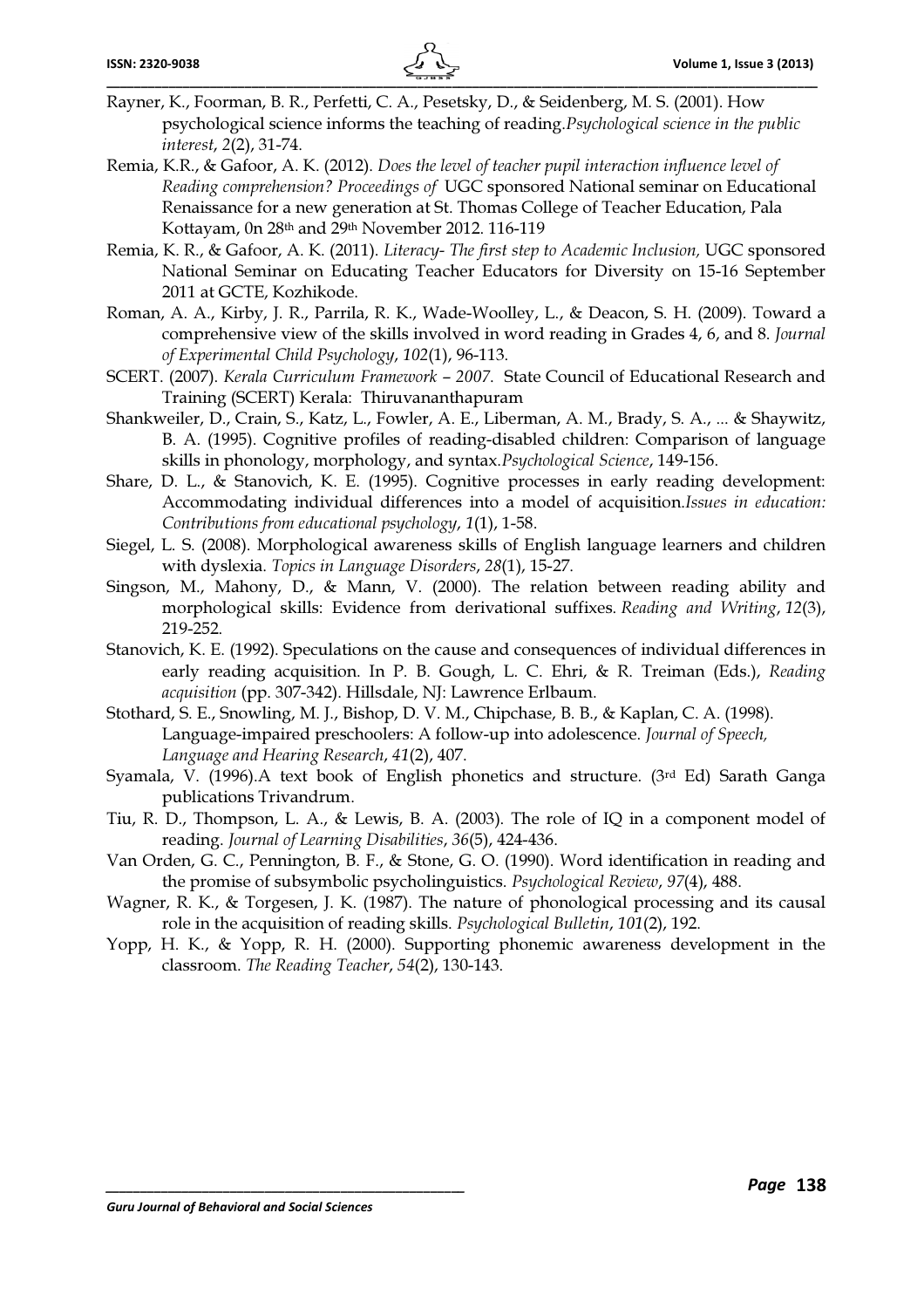Rayner, K., Foorman, B. R., Perfetti, C. A., Pesetsky, D., & Seidenberg, M. S. (2001). How psychological science informs the teaching of reading.*Psychological science in the public interest*, *2*(2), 31-74.

Remia, K.R., & Gafoor, A. K. (2012). *Does the level of teacher pupil interaction influence level of Reading comprehension? Proceedings of* UGC sponsored National seminar on Educational Renaissance for a new generation at St. Thomas College of Teacher Education, Pala Kottayam, 0n 28th and 29th November 2012. 116-119

Remia, K. R., & Gafoor, A. K. (2011). *Literacy- The first step to Academic Inclusion,* UGC sponsored National Seminar on Educating Teacher Educators for Diversity on 15-16 September 2011 at GCTE, Kozhikode.

Roman, A. A., Kirby, J. R., Parrila, R. K., Wade-Woolley, L., & Deacon, S. H. (2009). Toward a comprehensive view of the skills involved in word reading in Grades 4, 6, and 8. *Journal of Experimental Child Psychology*, *102*(1), 96-113.

SCERT. (2007). *Kerala Curriculum Framework – 2007.* State Council of Educational Research and Training (SCERT) Kerala: Thiruvananthapuram

Shankweiler, D., Crain, S., Katz, L., Fowler, A. E., Liberman, A. M., Brady, S. A., ... & Shaywitz, B. A. (1995). Cognitive profiles of reading-disabled children: Comparison of language skills in phonology, morphology, and syntax.*Psychological Science*, 149-156.

Share, D. L., & Stanovich, K. E. (1995). Cognitive processes in early reading development: Accommodating individual differences into a model of acquisition.*Issues in education: Contributions from educational psychology*, *1*(1), 1-58.

Siegel, L. S. (2008). Morphological awareness skills of English language learners and children with dyslexia. *Topics in Language Disorders*, *28*(1), 15-27.

Singson, M., Mahony, D., & Mann, V. (2000). The relation between reading ability and morphological skills: Evidence from derivational suffixes. *Reading and Writing*, *12*(3), 219-252.

Stanovich, K. E. (1992). Speculations on the cause and consequences of individual differences in early reading acquisition. In P. B. Gough, L. C. Ehri, & R. Treiman (Eds.), *Reading acquisition* (pp. 307-342). Hillsdale, NJ: Lawrence Erlbaum.

Stothard, S. E., Snowling, M. J., Bishop, D. V. M., Chipchase, B. B., & Kaplan, C. A. (1998). Language-impaired preschoolers: A follow-up into adolescence. *Journal of Speech, Language and Hearing Research*, *41*(2), 407.

Syamala, V. (1996).A text book of English phonetics and structure. (3rd Ed) Sarath Ganga publications Trivandrum.

Tiu, R. D., Thompson, L. A., & Lewis, B. A. (2003). The role of IQ in a component model of reading. *Journal of Learning Disabilities*, *36*(5), 424-436.

Van Orden, G. C., Pennington, B. F., & Stone, G. O. (1990). Word identification in reading and the promise of subsymbolic psycholinguistics. *Psychological Review*, *97*(4), 488.

Wagner, R. K., & Torgesen, J. K. (1987). The nature of phonological processing and its causal role in the acquisition of reading skills. *Psychological Bulletin*, *101*(2), 192.

Yopp, H. K., & Yopp, R. H. (2000). Supporting phonemic awareness development in the classroom. *The Reading Teacher*, *54*(2), 130-143.